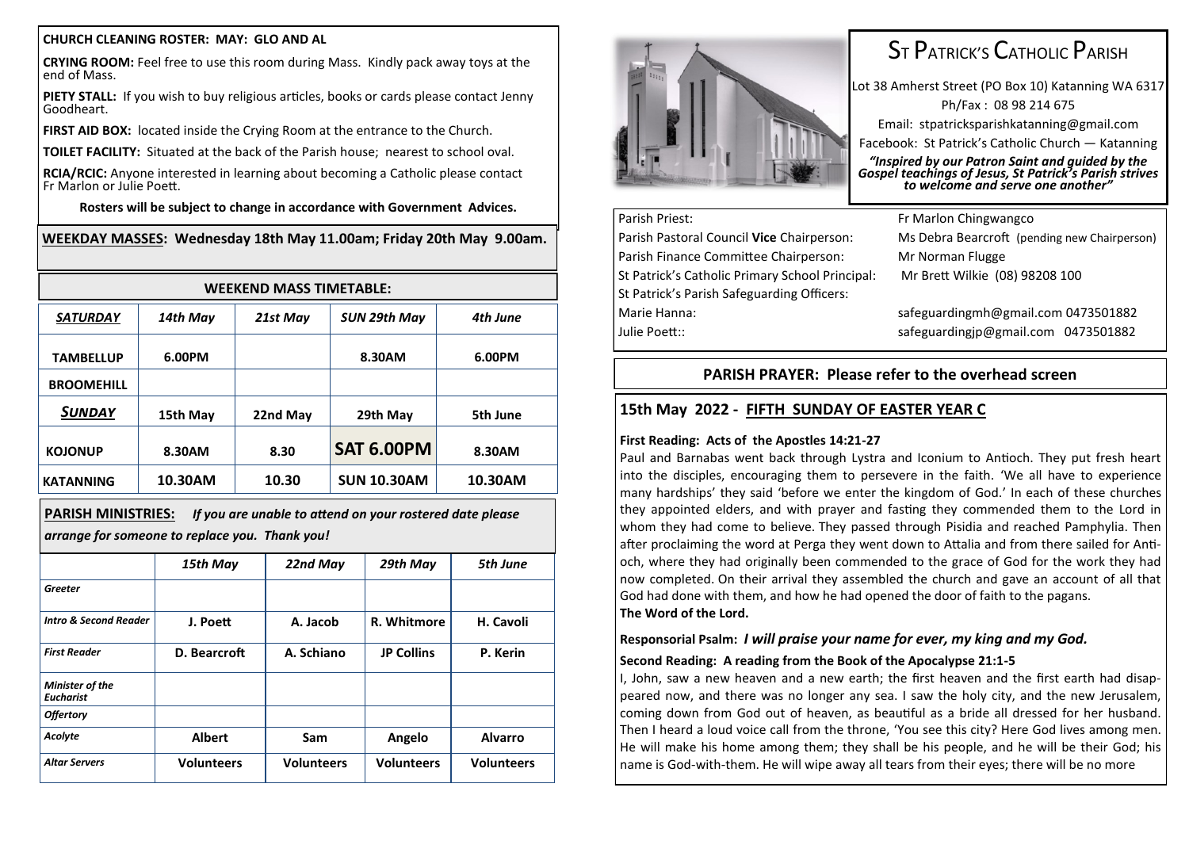**CHURCH CLEANING ROSTER: MAY: GLO AND AL**

**CRYING ROOM:** Feel free to use this room during Mass. Kindly pack away toys at the end of Mass.

**PIETY STALL:** If you wish to buy religious articles, books or cards please contact Jenny Goodheart.

**FIRST AID BOX:** located inside the Crying Room at the entrance to the Church.

**TOILET FACILITY:** Situated at the back of the Parish house; nearest to school oval.

**RCIA/RCIC:** Anyone interested in learning about becoming a Catholic please contact Fr Marlon or Julie Poett.

**Rosters will be subject to change in accordance with Government Advices.**

**WEEKDAY MASSES: Wednesday 18th May 11.00am; Friday 20th May 9.00am.**

**WEEKEND MASS TIMETABLE:**

| ***SATURDAY*** | ***14th May*** | ***21st May*** | ***SUN 29th May*** | ***4th June*** |
|---|---|---|---|---|
| **TAMBELLUP** | **6.00PM** | | **8.30AM** | **6.00PM** |
| **BROOMEHILL** | | | | |
| ***SUNDAY*** | **15th May** | **22nd May** | **29th May** | **5th June** |
| **KOJONUP** | **8.30AM** | **8.30** | **SAT 6.00PM** | **8.30AM** |
| **KATANNING** | **10.30AM** | **10.30** | **SUN 10.30AM** | **10.30AM** |

**PARISH MINISTRIES:** ***If you are unable to attend on your rostered date please arrange for someone to replace you. Thank you!***

| | *15th May* | *22nd May* | *29th May* | *5th June* |
|---|---|---|---|---|
| *Greeter* | | | | |
| *Intro & Second Reader* | **J. Poett** | **A. Jacob** | **R. Whitmore** | **H. Cavoli** |
| *First Reader* | **D. Bearcroft** | **A. Schiano** | **JP Collins** | **P. Kerin** |
| *Minister of the Eucharist* | | | | |
| *Offertory* | | | | |
| *Acolyte* | **Albert** | **Sam** | **Angelo** | **Alvarro** |
| *Altar Servers* | **Volunteers** | **Volunteers** | **Volunteers** | **Volunteers** |

# ST PATRICK'S CATHOLIC PARISH

Lot 38 Amherst Street (PO Box 10) Katanning WA 6317

Ph/Fax : 08 98 214 675

Email: stpatricksparishkatanning@gmail.com

Facebook: St Patrick's Catholic Church — Katanning

***"Inspired by our Patron Saint and guided by the Gospel teachings of Jesus, St Patrick's Parish strives to welcome and serve one another"***

| | |
|---|---|
| Parish Priest: | Fr Marlon Chingwangco |
| Parish Pastoral Council **Vice** Chairperson: | Ms Debra Bearcroft (pending new Chairperson) |
| Parish Finance Committee Chairperson: | Mr Norman Flugge |
| St Patrick's Catholic Primary School Principal: | Mr Brett Wilkie (08) 98208 100 |
| St Patrick's Parish Safeguarding Officers: | |
| Marie Hanna: | safeguardingmh@gmail.com 0473501882 |
| Julie Poett:: | safeguardingjp@gmail.com 0473501882 |

**PARISH PRAYER: Please refer to the overhead screen**

## 15th May 2022 - FIFTH SUNDAY OF EASTER YEAR C

**First Reading: Acts of the Apostles 14:21-27**

Paul and Barnabas went back through Lystra and Iconium to Antioch. They put fresh heart into the disciples, encouraging them to persevere in the faith. 'We all have to experience many hardships' they said 'before we enter the kingdom of God.' In each of these churches they appointed elders, and with prayer and fasting they commended them to the Lord in whom they had come to believe. They passed through Pisidia and reached Pamphylia. Then after proclaiming the word at Perga they went down to Attalia and from there sailed for Antioch, where they had originally been commended to the grace of God for the work they had now completed. On their arrival they assembled the church and gave an account of all that God had done with them, and how he had opened the door of faith to the pagans.
**The Word of the Lord.**

**Responsorial Psalm:** ***I will praise your name for ever, my king and my God.***

**Second Reading: A reading from the Book of the Apocalypse 21:1-5**

I, John, saw a new heaven and a new earth; the first heaven and the first earth had disappeared now, and there was no longer any sea. I saw the holy city, and the new Jerusalem, coming down from God out of heaven, as beautiful as a bride all dressed for her husband. Then I heard a loud voice call from the throne, 'You see this city? Here God lives among men. He will make his home among them; they shall be his people, and he will be their God; his name is God-with-them. He will wipe away all tears from their eyes; there will be no more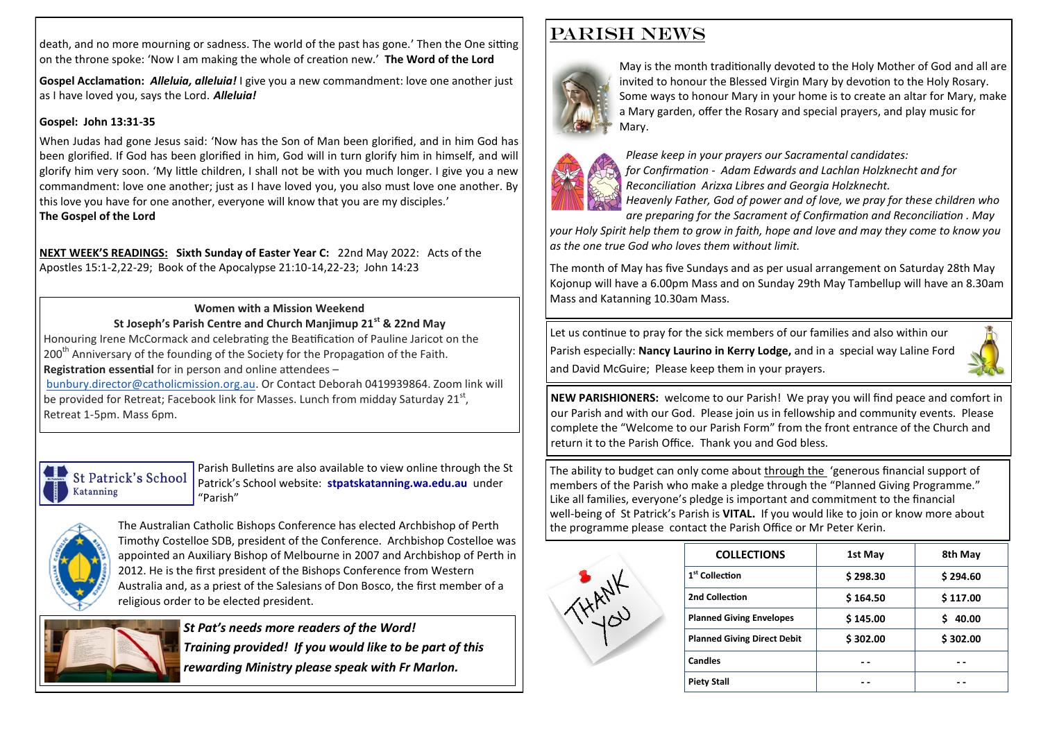death, and no more mourning or sadness. The world of the past has gone.' Then the One sitting on the throne spoke: 'Now I am making the whole of creation new.' **The Word of the Lord**

**Gospel Acclamation:** ***Alleluia, alleluia!*** I give you a new commandment: love one another just as I have loved you, says the Lord. ***Alleluia!***

**Gospel: John 13:31-35**

When Judas had gone Jesus said: 'Now has the Son of Man been glorified, and in him God has been glorified. If God has been glorified in him, God will in turn glorify him in himself, and will glorify him very soon. 'My little children, I shall not be with you much longer. I give you a new commandment: love one another; just as I have loved you, you also must love one another. By this love you have for one another, everyone will know that you are my disciples.'
**The Gospel of the Lord**

**NEXT WEEK'S READINGS: Sixth Sunday of Easter Year C:** 22nd May 2022: Acts of the Apostles 15:1-2,22-29; Book of the Apocalypse 21:10-14,22-23; John 14:23

**Women with a Mission Weekend**
**St Joseph's Parish Centre and Church Manjimup 21st & 22nd May**

Honouring Irene McCormack and celebrating the Beatification of Pauline Jaricot on the 200th Anniversary of the founding of the Society for the Propagation of the Faith.
**Registration essential** for in person and online attendees – bunbury.director@catholicmission.org.au. Or Contact Deborah 0419939864. Zoom link will be provided for Retreat; Facebook link for Masses. Lunch from midday Saturday 21st, Retreat 1-5pm. Mass 6pm.

St Patrick's School Katanning

Parish Bulletins are also available to view online through the St Patrick's School website: **stpatskatanning.wa.edu.au** under "Parish"

The Australian Catholic Bishops Conference has elected Archbishop of Perth Timothy Costelloe SDB, president of the Conference. Archbishop Costelloe was appointed an Auxiliary Bishop of Melbourne in 2007 and Archbishop of Perth in 2012. He is the first president of the Bishops Conference from Western Australia and, as a priest of the Salesians of Don Bosco, the first member of a religious order to be elected president.

***St Pat's needs more readers of the Word! Training provided! If you would like to be part of this rewarding Ministry please speak with Fr Marlon.***

# PARISH NEWS

May is the month traditionally devoted to the Holy Mother of God and all are invited to honour the Blessed Virgin Mary by devotion to the Holy Rosary. Some ways to honour Mary in your home is to create an altar for Mary, make a Mary garden, offer the Rosary and special prayers, and play music for Mary.

*Please keep in your prayers our Sacramental candidates: for Confirmation - Adam Edwards and Lachlan Holzknecht and for Reconciliation Arizxa Libres and Georgia Holzknecht.*
*Heavenly Father, God of power and of love, we pray for these children who are preparing for the Sacrament of Confirmation and Reconciliation . May your Holy Spirit help them to grow in faith, hope and love and may they come to know you as the one true God who loves them without limit.*

The month of May has five Sundays and as per usual arrangement on Saturday 28th May Kojonup will have a 6.00pm Mass and on Sunday 29th May Tambellup will have an 8.30am Mass and Katanning 10.30am Mass.

Let us continue to pray for the sick members of our families and also within our Parish especially: **Nancy Laurino in Kerry Lodge,** and in a special way Laline Ford and David McGuire; Please keep them in your prayers.

**NEW PARISHIONERS:** welcome to our Parish! We pray you will find peace and comfort in our Parish and with our God. Please join us in fellowship and community events. Please complete the "Welcome to our Parish Form" from the front entrance of the Church and return it to the Parish Office. Thank you and God bless.

The ability to budget can only come about through the 'generous financial support of members of the Parish who make a pledge through the "Planned Giving Programme." Like all families, everyone's pledge is important and commitment to the financial well-being of St Patrick's Parish is **VITAL.** If you would like to join or know more about the programme please contact the Parish Office or Mr Peter Kerin.

| COLLECTIONS | 1st May | 8th May |
|---|---|---|
| 1st Collection | $ 298.30 | $ 294.60 |
| 2nd Collection | $ 164.50 | $ 117.00 |
| Planned Giving Envelopes | $ 145.00 | $ 40.00 |
| Planned Giving Direct Debit | $ 302.00 | $ 302.00 |
| Candles | -- | -- |
| Piety Stall | -- | -- |